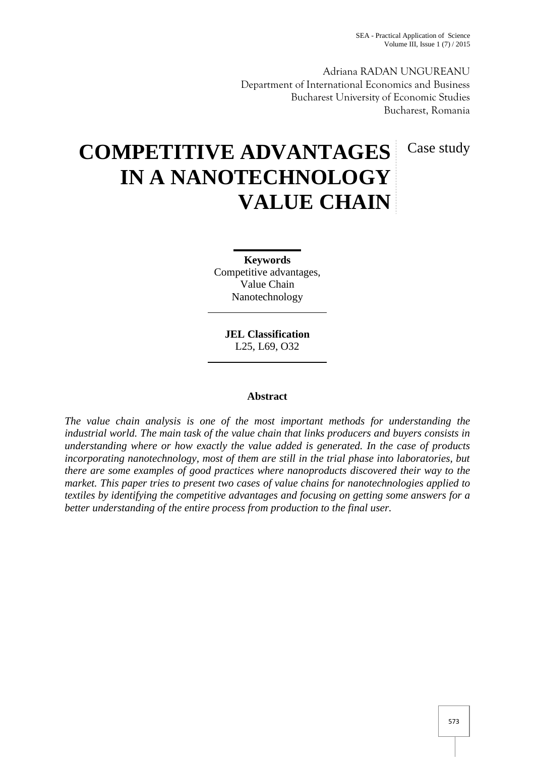Adriana RADAN UNGUREANU
Department of International Economics and Business
Bucharest University of Economic Studies
Bucharest, Romania

# COMPETITIVE ADVANTAGES IN A NANOTECHNOLOGY VALUE CHAIN

Case study

**Keywords**
Competitive advantages,
Value Chain
Nanotechnology

**JEL Classification**
L25, L69, O32

**Abstract**

*The value chain analysis is one of the most important methods for understanding the industrial world. The main task of the value chain that links producers and buyers consists in understanding where or how exactly the value added is generated. In the case of products incorporating nanotechnology, most of them are still in the trial phase into laboratories, but there are some examples of good practices where nanoproducts discovered their way to the market. This paper tries to present two cases of value chains for nanotechnologies applied to textiles by identifying the competitive advantages and focusing on getting some answers for a better understanding of the entire process from production to the final user.*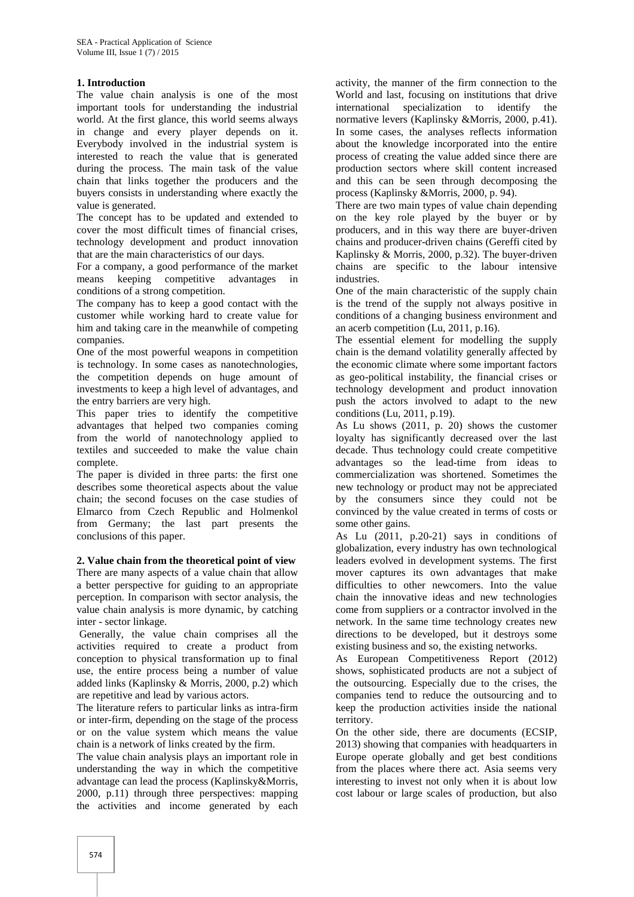## 1. Introduction

The value chain analysis is one of the most important tools for understanding the industrial world. At the first glance, this world seems always in change and every player depends on it. Everybody involved in the industrial system is interested to reach the value that is generated during the process. The main task of the value chain that links together the producers and the buyers consists in understanding where exactly the value is generated.

The concept has to be updated and extended to cover the most difficult times of financial crises, technology development and product innovation that are the main characteristics of our days.

For a company, a good performance of the market means keeping competitive advantages in conditions of a strong competition.

The company has to keep a good contact with the customer while working hard to create value for him and taking care in the meanwhile of competing companies.

One of the most powerful weapons in competition is technology. In some cases as nanotechnologies, the competition depends on huge amount of investments to keep a high level of advantages, and the entry barriers are very high.

This paper tries to identify the competitive advantages that helped two companies coming from the world of nanotechnology applied to textiles and succeeded to make the value chain complete.

The paper is divided in three parts: the first one describes some theoretical aspects about the value chain; the second focuses on the case studies of Elmarco from Czech Republic and Holmenkol from Germany; the last part presents the conclusions of this paper.

## 2. Value chain from the theoretical point of view

There are many aspects of a value chain that allow a better perspective for guiding to an appropriate perception. In comparison with sector analysis, the value chain analysis is more dynamic, by catching inter - sector linkage.

Generally, the value chain comprises all the activities required to create a product from conception to physical transformation up to final use, the entire process being a number of value added links (Kaplinsky & Morris, 2000, p.2) which are repetitive and lead by various actors.

The literature refers to particular links as intra-firm or inter-firm, depending on the stage of the process or on the value system which means the value chain is a network of links created by the firm.

The value chain analysis plays an important role in understanding the way in which the competitive advantage can lead the process (Kaplinsky&Morris, 2000, p.11) through three perspectives: mapping the activities and income generated by each activity, the manner of the firm connection to the World and last, focusing on institutions that drive international specialization to identify the normative levers (Kaplinsky &Morris, 2000, p.41). In some cases, the analyses reflects information about the knowledge incorporated into the entire process of creating the value added since there are production sectors where skill content increased and this can be seen through decomposing the process (Kaplinsky &Morris, 2000, p. 94).

There are two main types of value chain depending on the key role played by the buyer or by producers, and in this way there are buyer-driven chains and producer-driven chains (Gereffi cited by Kaplinsky & Morris, 2000, p.32). The buyer-driven chains are specific to the labour intensive industries.

One of the main characteristic of the supply chain is the trend of the supply not always positive in conditions of a changing business environment and an acerb competition (Lu, 2011, p.16).

The essential element for modelling the supply chain is the demand volatility generally affected by the economic climate where some important factors as geo-political instability, the financial crises or technology development and product innovation push the actors involved to adapt to the new conditions (Lu, 2011, p.19).

As Lu shows (2011, p. 20) shows the customer loyalty has significantly decreased over the last decade. Thus technology could create competitive advantages so the lead-time from ideas to commercialization was shortened. Sometimes the new technology or product may not be appreciated by the consumers since they could not be convinced by the value created in terms of costs or some other gains.

As Lu (2011, p.20-21) says in conditions of globalization, every industry has own technological leaders evolved in development systems. The first mover captures its own advantages that make difficulties to other newcomers. Into the value chain the innovative ideas and new technologies come from suppliers or a contractor involved in the network. In the same time technology creates new directions to be developed, but it destroys some existing business and so, the existing networks.

As European Competitiveness Report (2012) shows, sophisticated products are not a subject of the outsourcing. Especially due to the crises, the companies tend to reduce the outsourcing and to keep the production activities inside the national territory.

On the other side, there are documents (ECSIP, 2013) showing that companies with headquarters in Europe operate globally and get best conditions from the places where there act. Asia seems very interesting to invest not only when it is about low cost labour or large scales of production, but also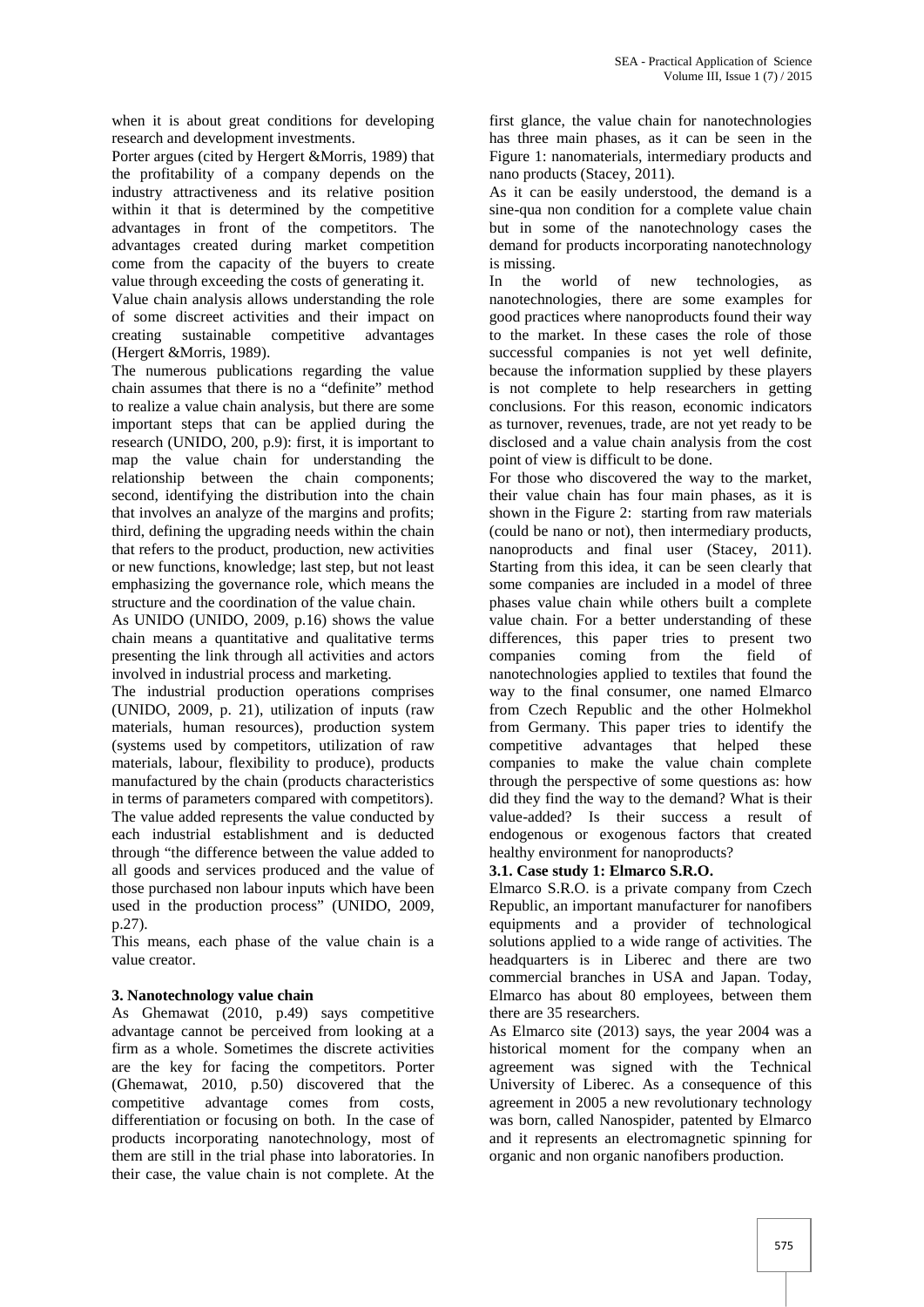when it is about great conditions for developing research and development investments.

Porter argues (cited by Hergert &Morris, 1989) that the profitability of a company depends on the industry attractiveness and its relative position within it that is determined by the competitive advantages in front of the competitors. The advantages created during market competition come from the capacity of the buyers to create value through exceeding the costs of generating it.

Value chain analysis allows understanding the role of some discreet activities and their impact on creating sustainable competitive advantages (Hergert &Morris, 1989).

The numerous publications regarding the value chain assumes that there is no a "definite" method to realize a value chain analysis, but there are some important steps that can be applied during the research (UNIDO, 200, p.9): first, it is important to map the value chain for understanding the relationship between the chain components; second, identifying the distribution into the chain that involves an analyze of the margins and profits; third, defining the upgrading needs within the chain that refers to the product, production, new activities or new functions, knowledge; last step, but not least emphasizing the governance role, which means the structure and the coordination of the value chain.

As UNIDO (UNIDO, 2009, p.16) shows the value chain means a quantitative and qualitative terms presenting the link through all activities and actors involved in industrial process and marketing.

The industrial production operations comprises (UNIDO, 2009, p. 21), utilization of inputs (raw materials, human resources), production system (systems used by competitors, utilization of raw materials, labour, flexibility to produce), products manufactured by the chain (products characteristics in terms of parameters compared with competitors).

The value added represents the value conducted by each industrial establishment and is deducted through "the difference between the value added to all goods and services produced and the value of those purchased non labour inputs which have been used in the production process" (UNIDO, 2009, p.27).

This means, each phase of the value chain is a value creator.

### 3. Nanotechnology value chain

As Ghemawat (2010, p.49) says competitive advantage cannot be perceived from looking at a firm as a whole. Sometimes the discrete activities are the key for facing the competitors. Porter (Ghemawat, 2010, p.50) discovered that the competitive advantage comes from costs, differentiation or focusing on both. In the case of products incorporating nanotechnology, most of them are still in the trial phase into laboratories. In their case, the value chain is not complete. At the first glance, the value chain for nanotechnologies has three main phases, as it can be seen in the Figure 1: nanomaterials, intermediary products and nano products (Stacey, 2011).

As it can be easily understood, the demand is a sine-qua non condition for a complete value chain but in some of the nanotechnology cases the demand for products incorporating nanotechnology is missing.

In the world of new technologies, as nanotechnologies, there are some examples for good practices where nanoproducts found their way to the market. In these cases the role of those successful companies is not yet well definite, because the information supplied by these players is not complete to help researchers in getting conclusions. For this reason, economic indicators as turnover, revenues, trade, are not yet ready to be disclosed and a value chain analysis from the cost point of view is difficult to be done.

For those who discovered the way to the market, their value chain has four main phases, as it is shown in the Figure 2: starting from raw materials (could be nano or not), then intermediary products, nanoproducts and final user (Stacey, 2011). Starting from this idea, it can be seen clearly that some companies are included in a model of three phases value chain while others built a complete value chain. For a better understanding of these differences, this paper tries to present two companies coming from the field of nanotechnologies applied to textiles that found the way to the final consumer, one named Elmarco from Czech Republic and the other Holmekhol from Germany. This paper tries to identify the competitive advantages that helped these companies to make the value chain complete through the perspective of some questions as: how did they find the way to the demand? What is their value-added? Is their success a result of endogenous or exogenous factors that created healthy environment for nanoproducts?

#### 3.1. Case study 1: Elmarco S.R.O.

Elmarco S.R.O. is a private company from Czech Republic, an important manufacturer for nanofibers equipments and a provider of technological solutions applied to a wide range of activities. The headquarters is in Liberec and there are two commercial branches in USA and Japan. Today, Elmarco has about 80 employees, between them there are 35 researchers.

As Elmarco site (2013) says, the year 2004 was a historical moment for the company when an agreement was signed with the Technical University of Liberec. As a consequence of this agreement in 2005 a new revolutionary technology was born, called Nanospider, patented by Elmarco and it represents an electromagnetic spinning for organic and non organic nanofibers production.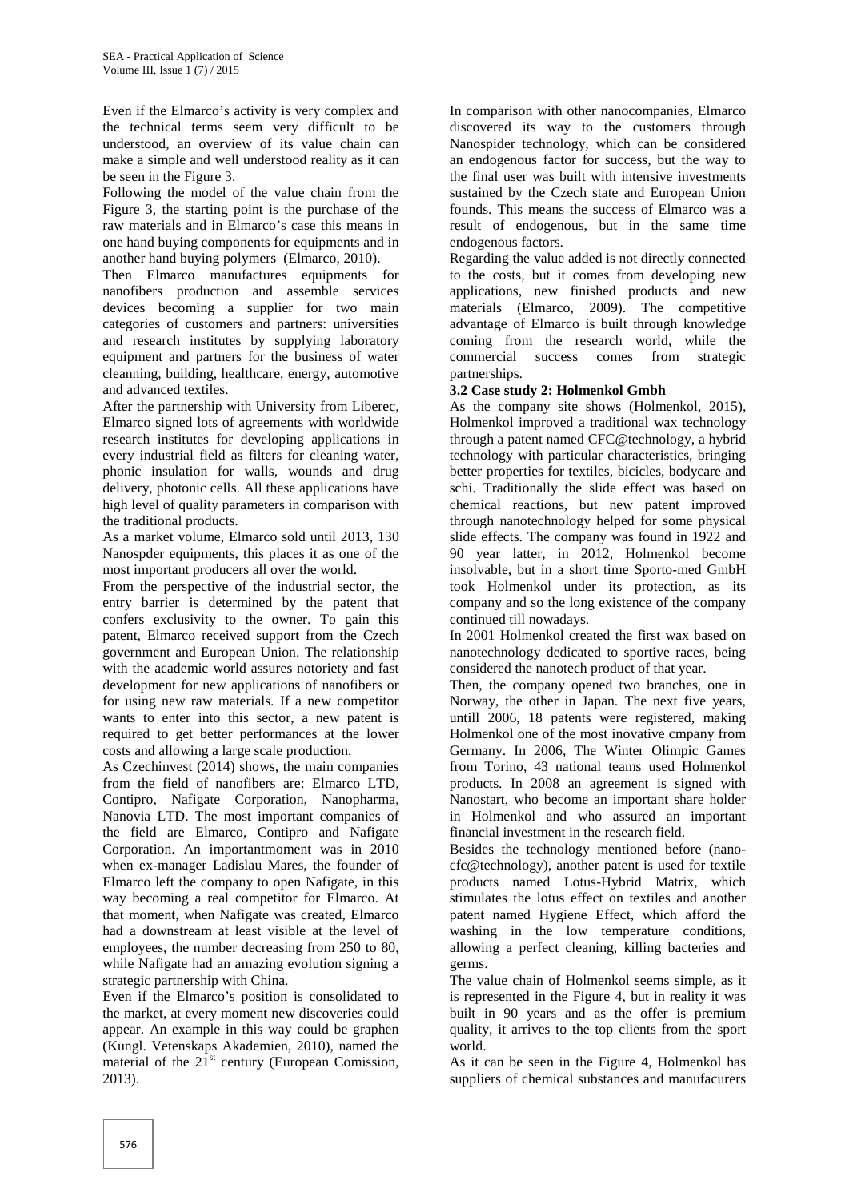Even if the Elmarco's activity is very complex and the technical terms seem very difficult to be understood, an overview of its value chain can make a simple and well understood reality as it can be seen in the Figure 3.

Following the model of the value chain from the Figure 3, the starting point is the purchase of the raw materials and in Elmarco's case this means in one hand buying components for equipments and in another hand buying polymers (Elmarco, 2010).

Then Elmarco manufactures equipments for nanofibers production and assemble services devices becoming a supplier for two main categories of customers and partners: universities and research institutes by supplying laboratory equipment and partners for the business of water cleanning, building, healthcare, energy, automotive and advanced textiles.

After the partnership with University from Liberec, Elmarco signed lots of agreements with worldwide research institutes for developing applications in every industrial field as filters for cleaning water, phonic insulation for walls, wounds and drug delivery, photonic cells. All these applications have high level of quality parameters in comparison with the traditional products.

As a market volume, Elmarco sold until 2013, 130 Nanospder equipments, this places it as one of the most important producers all over the world.

From the perspective of the industrial sector, the entry barrier is determined by the patent that confers exclusivity to the owner. To gain this patent, Elmarco received support from the Czech government and European Union. The relationship with the academic world assures notoriety and fast development for new applications of nanofibers or for using new raw materials. If a new competitor wants to enter into this sector, a new patent is required to get better performances at the lower costs and allowing a large scale production.

As Czechinvest (2014) shows, the main companies from the field of nanofibers are: Elmarco LTD, Contipro, Nafigate Corporation, Nanopharma, Nanovia LTD. The most important companies of the field are Elmarco, Contipro and Nafigate Corporation. An importantmoment was in 2010 when ex-manager Ladislau Mares, the founder of Elmarco left the company to open Nafigate, in this way becoming a real competitor for Elmarco. At that moment, when Nafigate was created, Elmarco had a downstream at least visible at the level of employees, the number decreasing from 250 to 80, while Nafigate had an amazing evolution signing a strategic partnership with China.

Even if the Elmarco's position is consolidated to the market, at every moment new discoveries could appear. An example in this way could be graphen (Kungl. Vetenskaps Akademien, 2010), named the material of the 21st century (European Comission, 2013).

In comparison with other nanocompanies, Elmarco discovered its way to the customers through Nanospider technology, which can be considered an endogenous factor for success, but the way to the final user was built with intensive investments sustained by the Czech state and European Union founds. This means the success of Elmarco was a result of endogenous, but in the same time endogenous factors.

Regarding the value added is not directly connected to the costs, but it comes from developing new applications, new finished products and new materials (Elmarco, 2009). The competitive advantage of Elmarco is built through knowledge coming from the research world, while the commercial success comes from strategic partnerships.

### 3.2 Case study 2: Holmenkol Gmbh

As the company site shows (Holmenkol, 2015), Holmenkol improved a traditional wax technology through a patent named CFC@technology, a hybrid technology with particular characteristics, bringing better properties for textiles, bicicles, bodycare and schi. Traditionally the slide effect was based on chemical reactions, but new patent improved through nanotechnology helped for some physical slide effects. The company was found in 1922 and 90 year latter, in 2012, Holmenkol become insolvable, but in a short time Sporto-med GmbH took Holmenkol under its protection, as its company and so the long existence of the company continued till nowadays.

In 2001 Holmenkol created the first wax based on nanotechnology dedicated to sportive races, being considered the nanotech product of that year.

Then, the company opened two branches, one in Norway, the other in Japan. The next five years, untill 2006, 18 patents were registered, making Holmenkol one of the most inovative cmpany from Germany. In 2006, The Winter Olimpic Games from Torino, 43 national teams used Holmenkol products. In 2008 an agreement is signed with Nanostart, who become an important share holder in Holmenkol and who assured an important financial investment in the research field.

Besides the technology mentioned before (nano-cfc@technology), another patent is used for textile products named Lotus-Hybrid Matrix, which stimulates the lotus effect on textiles and another patent named Hygiene Effect, which afford the washing in the low temperature conditions, allowing a perfect cleaning, killing bacteries and germs.

The value chain of Holmenkol seems simple, as it is represented in the Figure 4, but in reality it was built in 90 years and as the offer is premium quality, it arrives to the top clients from the sport world.

As it can be seen in the Figure 4, Holmenkol has suppliers of chemical substances and manufacurers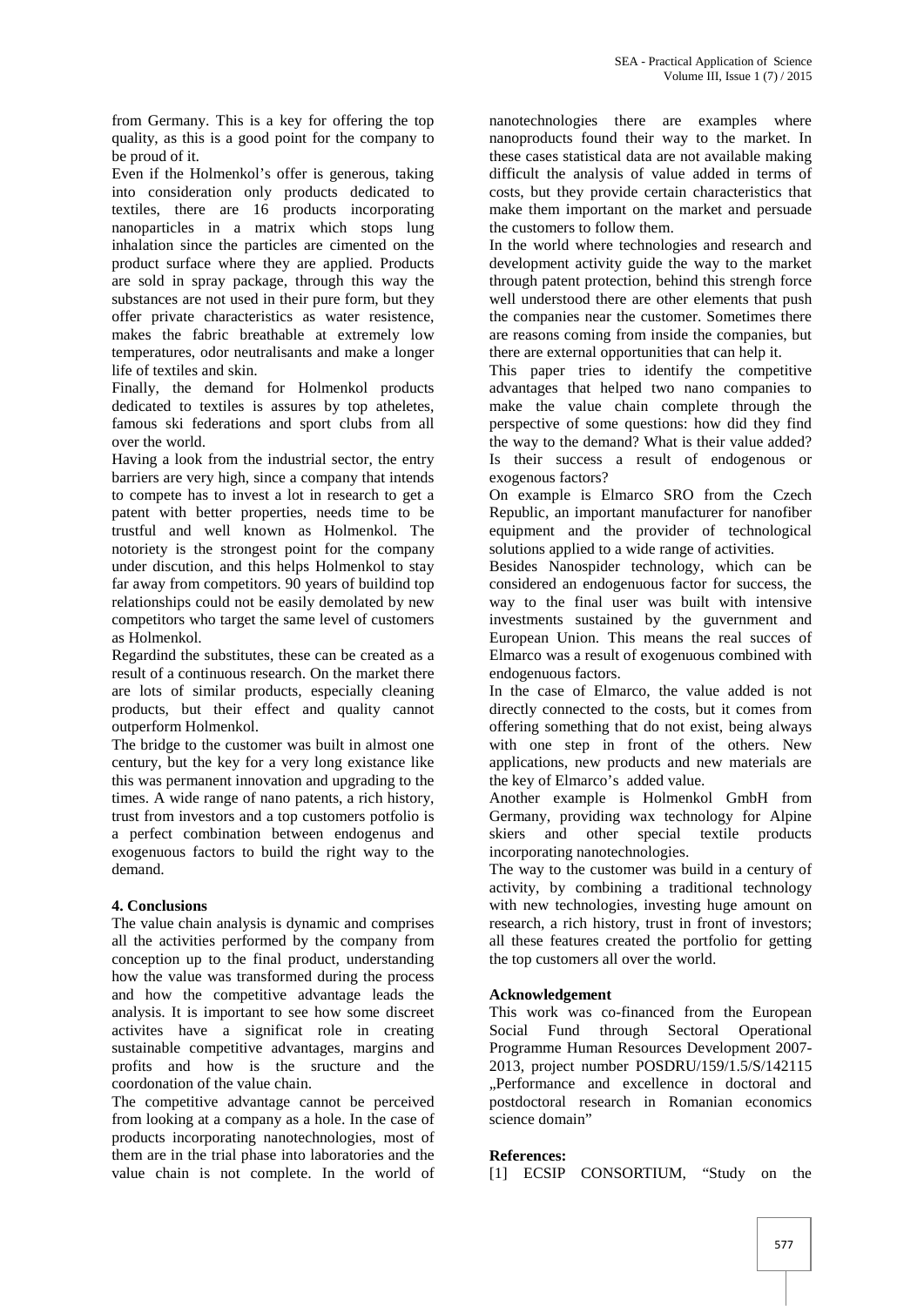from Germany. This is a key for offering the top quality, as this is a good point for the company to be proud of it.

Even if the Holmenkol's offer is generous, taking into consideration only products dedicated to textiles, there are 16 products incorporating nanoparticles in a matrix which stops lung inhalation since the particles are cimented on the product surface where they are applied. Products are sold in spray package, through this way the substances are not used in their pure form, but they offer private characteristics as water resistence, makes the fabric breathable at extremely low temperatures, odor neutralisants and make a longer life of textiles and skin.

Finally, the demand for Holmenkol products dedicated to textiles is assures by top atheletes, famous ski federations and sport clubs from all over the world.

Having a look from the industrial sector, the entry barriers are very high, since a company that intends to compete has to invest a lot in research to get a patent with better properties, needs time to be trustful and well known as Holmenkol. The notoriety is the strongest point for the company under discution, and this helps Holmenkol to stay far away from competitors. 90 years of buildind top relationships could not be easily demolated by new competitors who target the same level of customers as Holmenkol.

Regardind the substitutes, these can be created as a result of a continuous research. On the market there are lots of similar products, especially cleaning products, but their effect and quality cannot outperform Holmenkol.

The bridge to the customer was built in almost one century, but the key for a very long existance like this was permanent innovation and upgrading to the times. A wide range of nano patents, a rich history, trust from investors and a top customers potfolio is a perfect combination between endogenus and exogenuous factors to build the right way to the demand.

## 4. Conclusions

The value chain analysis is dynamic and comprises all the activities performed by the company from conception up to the final product, understanding how the value was transformed during the process and how the competitive advantage leads the analysis. It is important to see how some discreet activites have a significat role in creating sustainable competitive advantages, margins and profits and how is the sructure and the coordonation of the value chain.

The competitive advantage cannot be perceived from looking at a company as a hole. In the case of products incorporating nanotechnologies, most of them are in the trial phase into laboratories and the value chain is not complete. In the world of nanotechnologies there are examples where nanoproducts found their way to the market. In these cases statistical data are not available making difficult the analysis of value added in terms of costs, but they provide certain characteristics that make them important on the market and persuade the customers to follow them.

In the world where technologies and research and development activity guide the way to the market through patent protection, behind this strengh force well understood there are other elements that push the companies near the customer. Sometimes there are reasons coming from inside the companies, but there are external opportunities that can help it.

This paper tries to identify the competitive advantages that helped two nano companies to make the value chain complete through the perspective of some questions: how did they find the way to the demand? What is their value added? Is their success a result of endogenous or exogenous factors?

On example is Elmarco SRO from the Czech Republic, an important manufacturer for nanofiber equipment and the provider of technological solutions applied to a wide range of activities.

Besides Nanospider technology, which can be considered an endogenuous factor for success, the way to the final user was built with intensive investments sustained by the guvernment and European Union. This means the real succes of Elmarco was a result of exogenuous combined with endogenuous factors.

In the case of Elmarco, the value added is not directly connected to the costs, but it comes from offering something that do not exist, being always with one step in front of the others. New applications, new products and new materials are the key of Elmarco's added value.

Another example is Holmenkol GmbH from Germany, providing wax technology for Alpine skiers and other special textile products incorporating nanotechnologies.

The way to the customer was build in a century of activity, by combining a traditional technology with new technologies, investing huge amount on research, a rich history, trust in front of investors; all these features created the portfolio for getting the top customers all over the world.

## Acknowledgement

This work was co-financed from the European Social Fund through Sectoral Operational Programme Human Resources Development 2007-2013, project number POSDRU/159/1.5/S/142115 „Performance and excellence in doctoral and postdoctoral research in Romanian economics science domain"

## References:

[1] ECSIP CONSORTIUM, "Study on the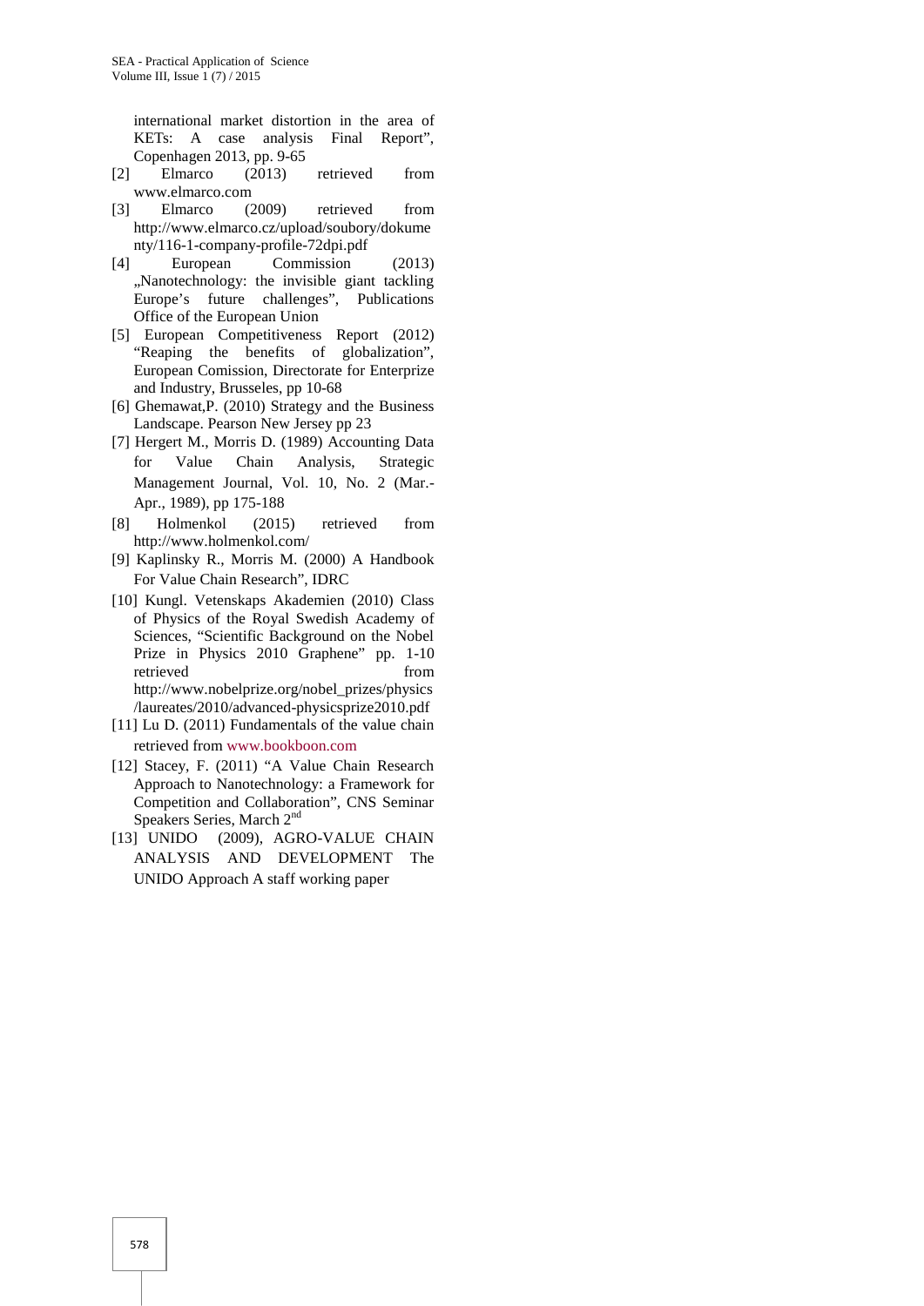international market distortion in the area of KETs: A case analysis Final Report", Copenhagen 2013, pp. 9-65

[2] Elmarco (2013) retrieved from www.elmarco.com

[3] Elmarco (2009) retrieved from http://www.elmarco.cz/upload/soubory/dokumenty/116-1-company-profile-72dpi.pdf

[4] European Commission (2013) „Nanotechnology: the invisible giant tackling Europe's future challenges", Publications Office of the European Union

[5] European Competitiveness Report (2012) "Reaping the benefits of globalization", European Comission, Directorate for Enterprize and Industry, Brusseles, pp 10-68

[6] Ghemawat,P. (2010) Strategy and the Business Landscape. Pearson New Jersey pp 23

[7] Hergert M., Morris D. (1989) Accounting Data for Value Chain Analysis, Strategic Management Journal, Vol. 10, No. 2 (Mar.-Apr., 1989), pp 175-188

[8] Holmenkol (2015) retrieved from http://www.holmenkol.com/

[9] Kaplinsky R., Morris M. (2000) A Handbook For Value Chain Research", IDRC

[10] Kungl. Vetenskaps Akademien (2010) Class of Physics of the Royal Swedish Academy of Sciences, "Scientific Background on the Nobel Prize in Physics 2010 Graphene" pp. 1-10 retrieved from http://www.nobelprize.org/nobel_prizes/physics/laureates/2010/advanced-physicsprize2010.pdf

[11] Lu D. (2011) Fundamentals of the value chain retrieved from www.bookboon.com

[12] Stacey, F. (2011) "A Value Chain Research Approach to Nanotechnology: a Framework for Competition and Collaboration", CNS Seminar Speakers Series, March 2nd

[13] UNIDO (2009), AGRO-VALUE CHAIN ANALYSIS AND DEVELOPMENT The UNIDO Approach A staff working paper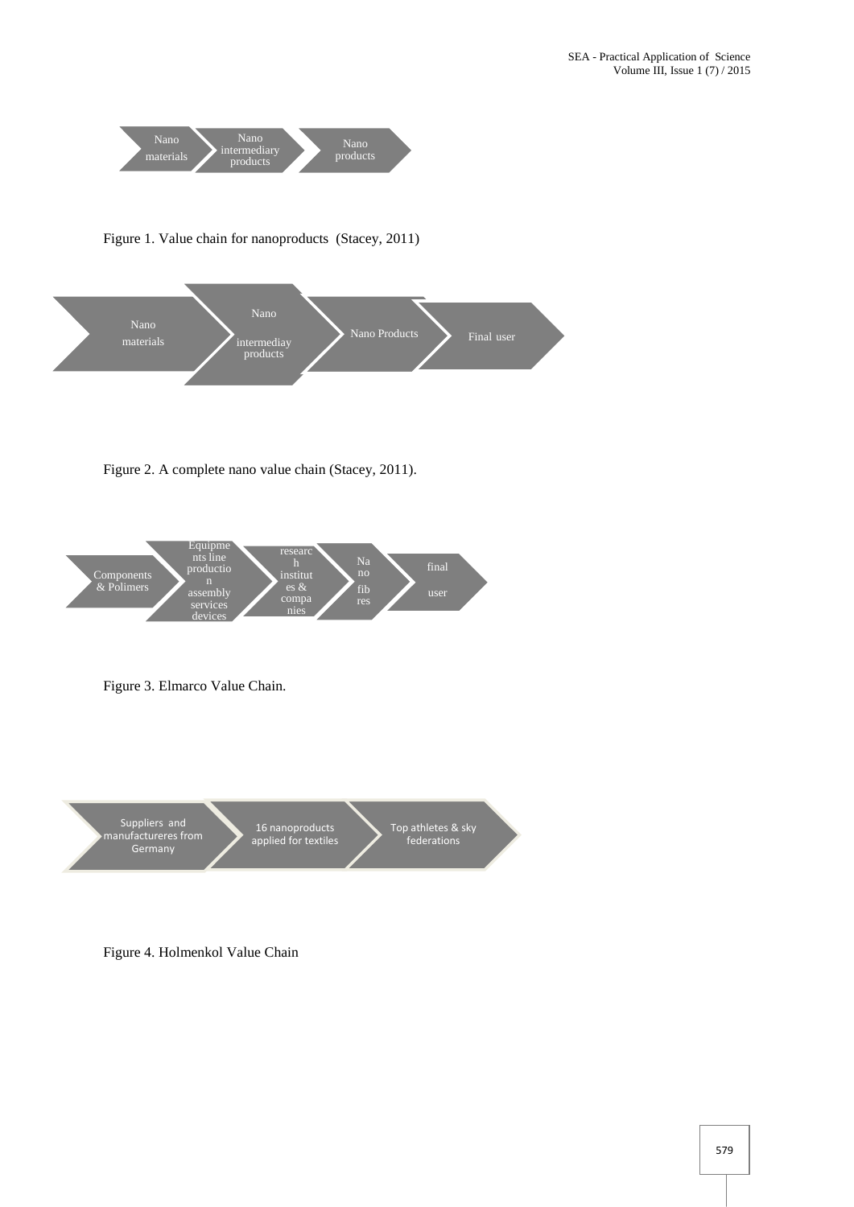Nano materials → Nano intermediary products → Nano products

Figure 1. Value chain for nanoproducts (Stacey, 2011)

Nano materials → Nano intermediay products → Nano Products → Final user

Figure 2. A complete nano value chain (Stacey, 2011).

Components & Polimers → Equipments line production assembly services devices → research institutes & companies → Nano fibres → final user

Figure 3. Elmarco Value Chain.

Suppliers and manufactureres from Germany → 16 nanoproducts applied for textiles → Top athletes & sky federations

Figure 4. Holmenkol Value Chain